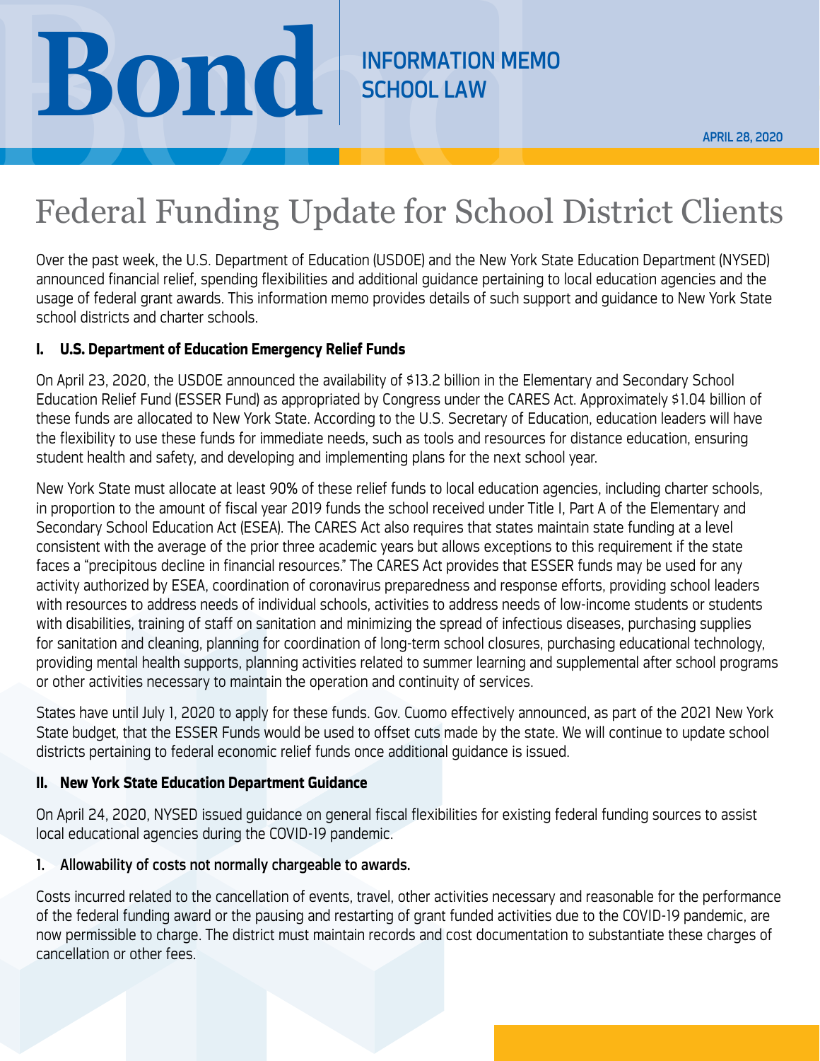Bond

INFORMATION MEMO
SCHOOL LAW

APRIL 28, 2020

# Federal Funding Update for School District Clients

Over the past week, the U.S. Department of Education (USDOE) and the New York State Education Department (NYSED) announced financial relief, spending flexibilities and additional guidance pertaining to local education agencies and the usage of federal grant awards. This information memo provides details of such support and guidance to New York State school districts and charter schools.

## I. U.S. Department of Education Emergency Relief Funds

On April 23, 2020, the USDOE announced the availability of $13.2 billion in the Elementary and Secondary School Education Relief Fund (ESSER Fund) as appropriated by Congress under the CARES Act. Approximately $1.04 billion of these funds are allocated to New York State. According to the U.S. Secretary of Education, education leaders will have the flexibility to use these funds for immediate needs, such as tools and resources for distance education, ensuring student health and safety, and developing and implementing plans for the next school year.

New York State must allocate at least 90% of these relief funds to local education agencies, including charter schools, in proportion to the amount of fiscal year 2019 funds the school received under Title I, Part A of the Elementary and Secondary School Education Act (ESEA). The CARES Act also requires that states maintain state funding at a level consistent with the average of the prior three academic years but allows exceptions to this requirement if the state faces a "precipitous decline in financial resources." The CARES Act provides that ESSER funds may be used for any activity authorized by ESEA, coordination of coronavirus preparedness and response efforts, providing school leaders with resources to address needs of individual schools, activities to address needs of low-income students or students with disabilities, training of staff on sanitation and minimizing the spread of infectious diseases, purchasing supplies for sanitation and cleaning, planning for coordination of long-term school closures, purchasing educational technology, providing mental health supports, planning activities related to summer learning and supplemental after school programs or other activities necessary to maintain the operation and continuity of services.

States have until July 1, 2020 to apply for these funds. Gov. Cuomo effectively announced, as part of the 2021 New York State budget, that the ESSER Funds would be used to offset cuts made by the state. We will continue to update school districts pertaining to federal economic relief funds once additional guidance is issued.

## II. New York State Education Department Guidance

On April 24, 2020, NYSED issued guidance on general fiscal flexibilities for existing federal funding sources to assist local educational agencies during the COVID-19 pandemic.

### 1. Allowability of costs not normally chargeable to awards.

Costs incurred related to the cancellation of events, travel, other activities necessary and reasonable for the performance of the federal funding award or the pausing and restarting of grant funded activities due to the COVID-19 pandemic, are now permissible to charge. The district must maintain records and cost documentation to substantiate these charges of cancellation or other fees.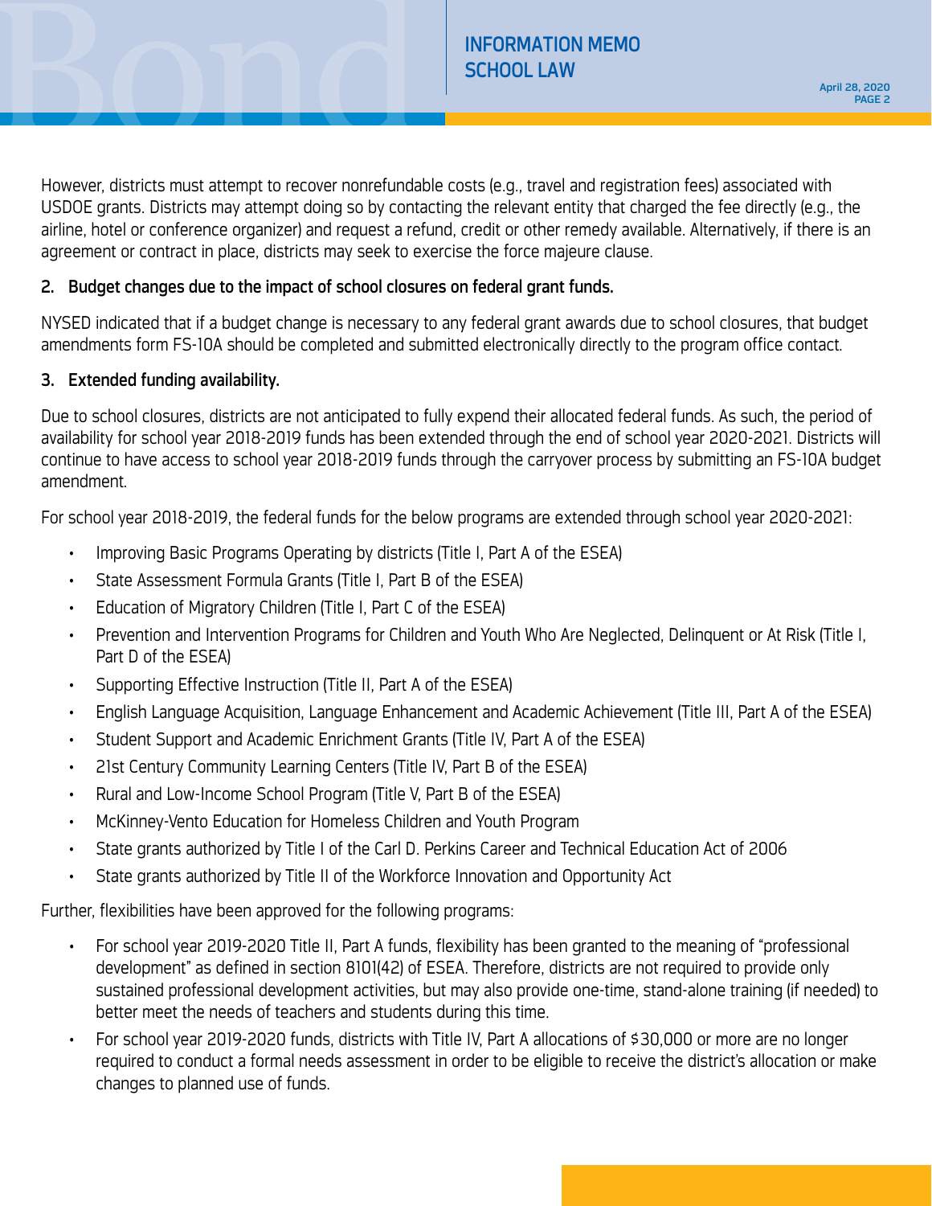However, districts must attempt to recover nonrefundable costs (e.g., travel and registration fees) associated with USDOE grants. Districts may attempt doing so by contacting the relevant entity that charged the fee directly (e.g., the airline, hotel or conference organizer) and request a refund, credit or other remedy available. Alternatively, if there is an agreement or contract in place, districts may seek to exercise the force majeure clause.

**2. Budget changes due to the impact of school closures on federal grant funds.**

NYSED indicated that if a budget change is necessary to any federal grant awards due to school closures, that budget amendments form FS-10A should be completed and submitted electronically directly to the program office contact.

**3. Extended funding availability.**

Due to school closures, districts are not anticipated to fully expend their allocated federal funds. As such, the period of availability for school year 2018-2019 funds has been extended through the end of school year 2020-2021. Districts will continue to have access to school year 2018-2019 funds through the carryover process by submitting an FS-10A budget amendment.

For school year 2018-2019, the federal funds for the below programs are extended through school year 2020-2021:

- Improving Basic Programs Operating by districts (Title I, Part A of the ESEA)
- State Assessment Formula Grants (Title I, Part B of the ESEA)
- Education of Migratory Children (Title I, Part C of the ESEA)
- Prevention and Intervention Programs for Children and Youth Who Are Neglected, Delinquent or At Risk (Title I, Part D of the ESEA)
- Supporting Effective Instruction (Title II, Part A of the ESEA)
- English Language Acquisition, Language Enhancement and Academic Achievement (Title III, Part A of the ESEA)
- Student Support and Academic Enrichment Grants (Title IV, Part A of the ESEA)
- 21st Century Community Learning Centers (Title IV, Part B of the ESEA)
- Rural and Low-Income School Program (Title V, Part B of the ESEA)
- McKinney-Vento Education for Homeless Children and Youth Program
- State grants authorized by Title I of the Carl D. Perkins Career and Technical Education Act of 2006
- State grants authorized by Title II of the Workforce Innovation and Opportunity Act

Further, flexibilities have been approved for the following programs:

- For school year 2019-2020 Title II, Part A funds, flexibility has been granted to the meaning of "professional development" as defined in section 8101(42) of ESEA. Therefore, districts are not required to provide only sustained professional development activities, but may also provide one-time, stand-alone training (if needed) to better meet the needs of teachers and students during this time.
- For school year 2019-2020 funds, districts with Title IV, Part A allocations of $30,000 or more are no longer required to conduct a formal needs assessment in order to be eligible to receive the district's allocation or make changes to planned use of funds.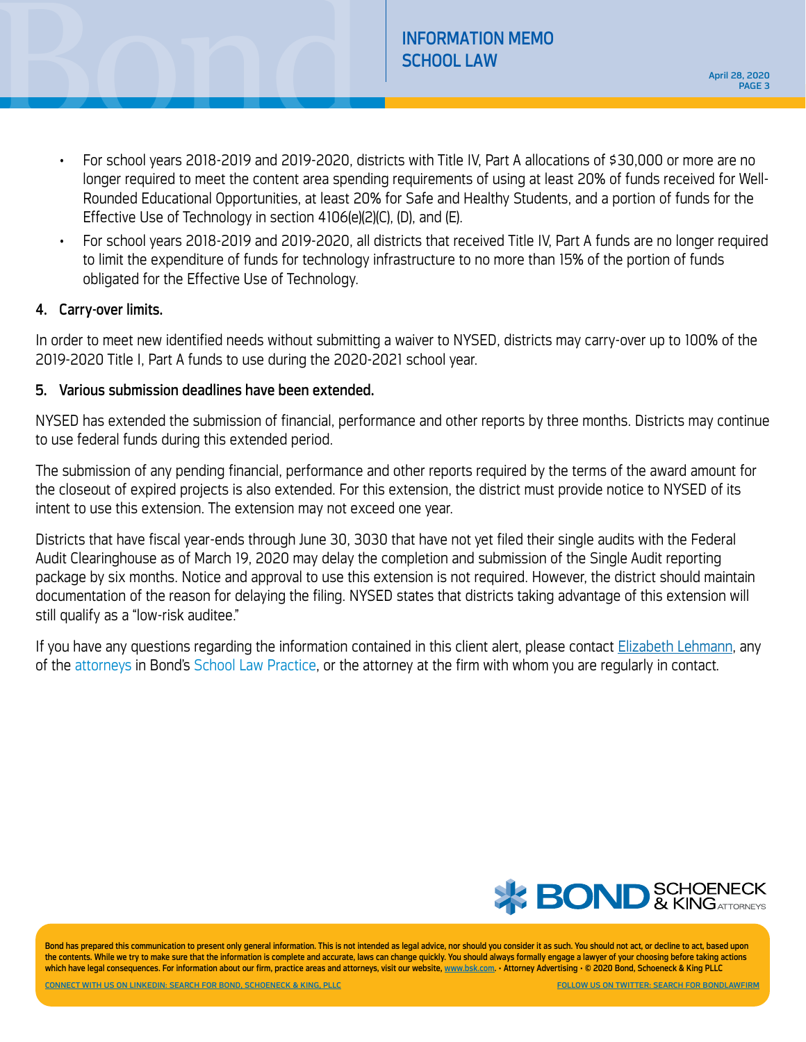- For school years 2018-2019 and 2019-2020, districts with Title IV, Part A allocations of $30,000 or more are no longer required to meet the content area spending requirements of using at least 20% of funds received for Well-Rounded Educational Opportunities, at least 20% for Safe and Healthy Students, and a portion of funds for the Effective Use of Technology in section 4106(e)(2)(C), (D), and (E).
- For school years 2018-2019 and 2019-2020, all districts that received Title IV, Part A funds are no longer required to limit the expenditure of funds for technology infrastructure to no more than 15% of the portion of funds obligated for the Effective Use of Technology.

**4. Carry-over limits.**

In order to meet new identified needs without submitting a waiver to NYSED, districts may carry-over up to 100% of the 2019-2020 Title I, Part A funds to use during the 2020-2021 school year.

**5. Various submission deadlines have been extended.**

NYSED has extended the submission of financial, performance and other reports by three months. Districts may continue to use federal funds during this extended period.

The submission of any pending financial, performance and other reports required by the terms of the award amount for the closeout of expired projects is also extended. For this extension, the district must provide notice to NYSED of its intent to use this extension. The extension may not exceed one year.

Districts that have fiscal year-ends through June 30, 3030 that have not yet filed their single audits with the Federal Audit Clearinghouse as of March 19, 2020 may delay the completion and submission of the Single Audit reporting package by six months. Notice and approval to use this extension is not required. However, the district should maintain documentation of the reason for delaying the filing. NYSED states that districts taking advantage of this extension will still qualify as a "low-risk auditee."

If you have any questions regarding the information contained in this client alert, please contact Elizabeth Lehmann, any of the attorneys in Bond's School Law Practice, or the attorney at the firm with whom you are regularly in contact.

BOND SCHOENECK & KING ATTORNEYS

Bond has prepared this communication to present only general information. This is not intended as legal advice, nor should you consider it as such. You should not act, or decline to act, based upon the contents. While we try to make sure that the information is complete and accurate, laws can change quickly. You should always formally engage a lawyer of your choosing before taking actions which have legal consequences. For information about our firm, practice areas and attorneys, visit our website, www.bsk.com. • Attorney Advertising • © 2020 Bond, Schoeneck & King PLLC

CONNECT WITH US ON LINKEDIN: SEARCH FOR BOND, SCHOENECK & KING, PLLC

FOLLOW US ON TWITTER: SEARCH FOR BONDLAWFIRM